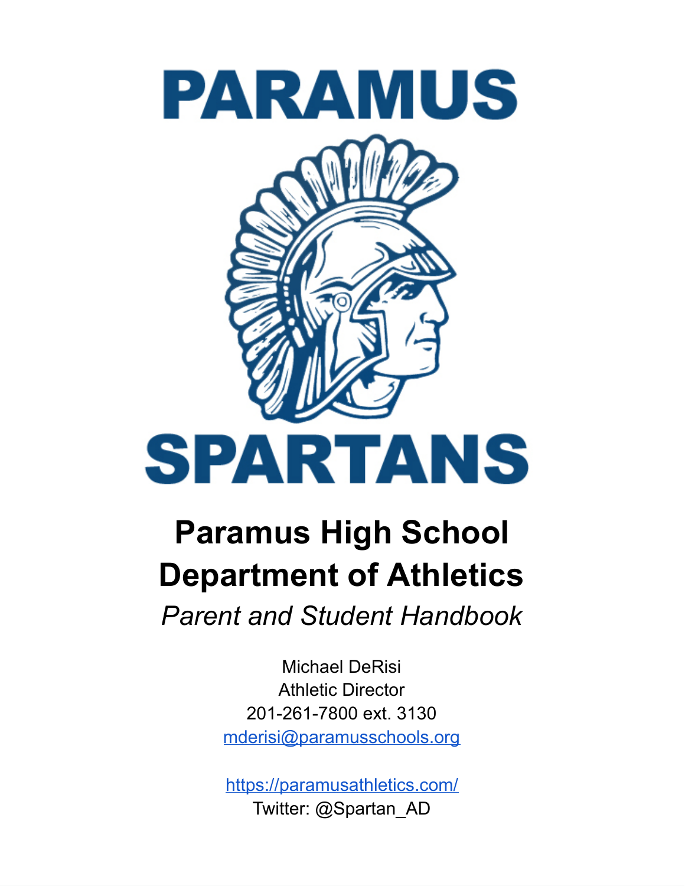# PARAMUS

# SPARTANS

# Paramus High School
# Department of Athletics

*Parent and Student Handbook*

Michael DeRisi
Athletic Director
201-261-7800 ext. 3130
mderisi@paramusschools.org

https://paramusathletics.com/
Twitter: @Spartan_AD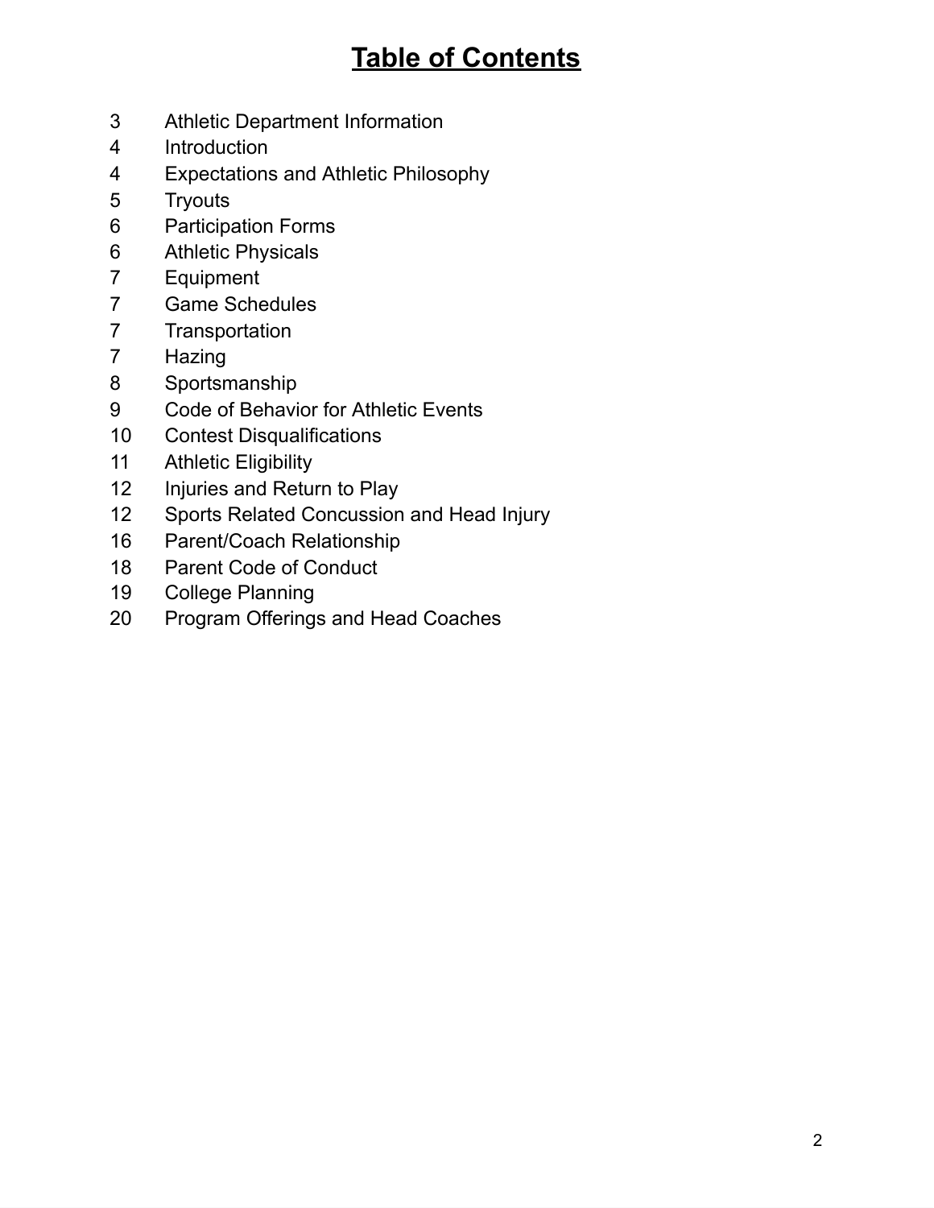# Table of Contents

| | |
|---|---|
| 3 | Athletic Department Information |
| 4 | Introduction |
| 4 | Expectations and Athletic Philosophy |
| 5 | Tryouts |
| 6 | Participation Forms |
| 6 | Athletic Physicals |
| 7 | Equipment |
| 7 | Game Schedules |
| 7 | Transportation |
| 7 | Hazing |
| 8 | Sportsmanship |
| 9 | Code of Behavior for Athletic Events |
| 10 | Contest Disqualifications |
| 11 | Athletic Eligibility |
| 12 | Injuries and Return to Play |
| 12 | Sports Related Concussion and Head Injury |
| 16 | Parent/Coach Relationship |
| 18 | Parent Code of Conduct |
| 19 | College Planning |
| 20 | Program Offerings and Head Coaches |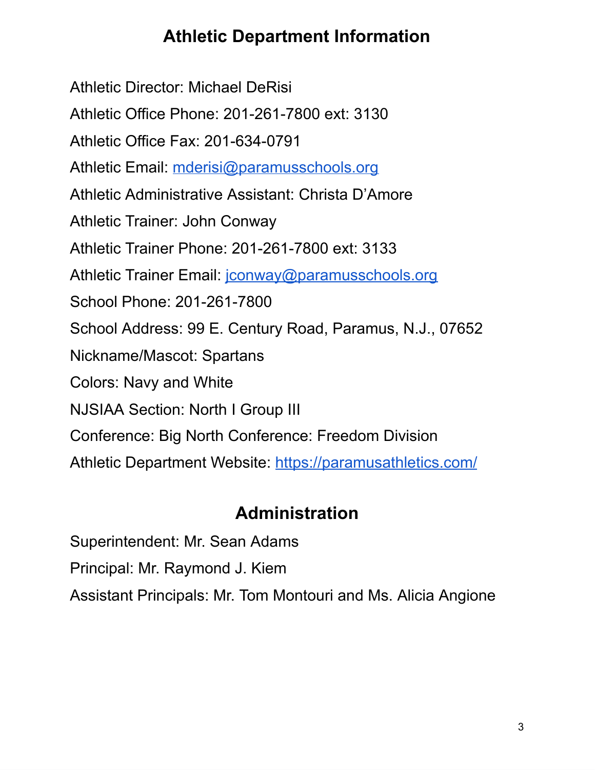# Athletic Department Information

Athletic Director: Michael DeRisi

Athletic Office Phone: 201-261-7800 ext: 3130

Athletic Office Fax: 201-634-0791

Athletic Email: [mderisi@paramusschools.org](mailto:mderisi@paramusschools.org)

Athletic Administrative Assistant: Christa D'Amore

Athletic Trainer: John Conway

Athletic Trainer Phone: 201-261-7800 ext: 3133

Athletic Trainer Email: [jconway@paramusschools.org](mailto:jconway@paramusschools.org)

School Phone: 201-261-7800

School Address: 99 E. Century Road, Paramus, N.J., 07652

Nickname/Mascot: Spartans

Colors: Navy and White

NJSIAA Section: North I Group III

Conference: Big North Conference: Freedom Division

Athletic Department Website: [https://paramusathletics.com/](https://paramusathletics.com/)

# Administration

Superintendent: Mr. Sean Adams

Principal: Mr. Raymond J. Kiem

Assistant Principals: Mr. Tom Montouri and Ms. Alicia Angione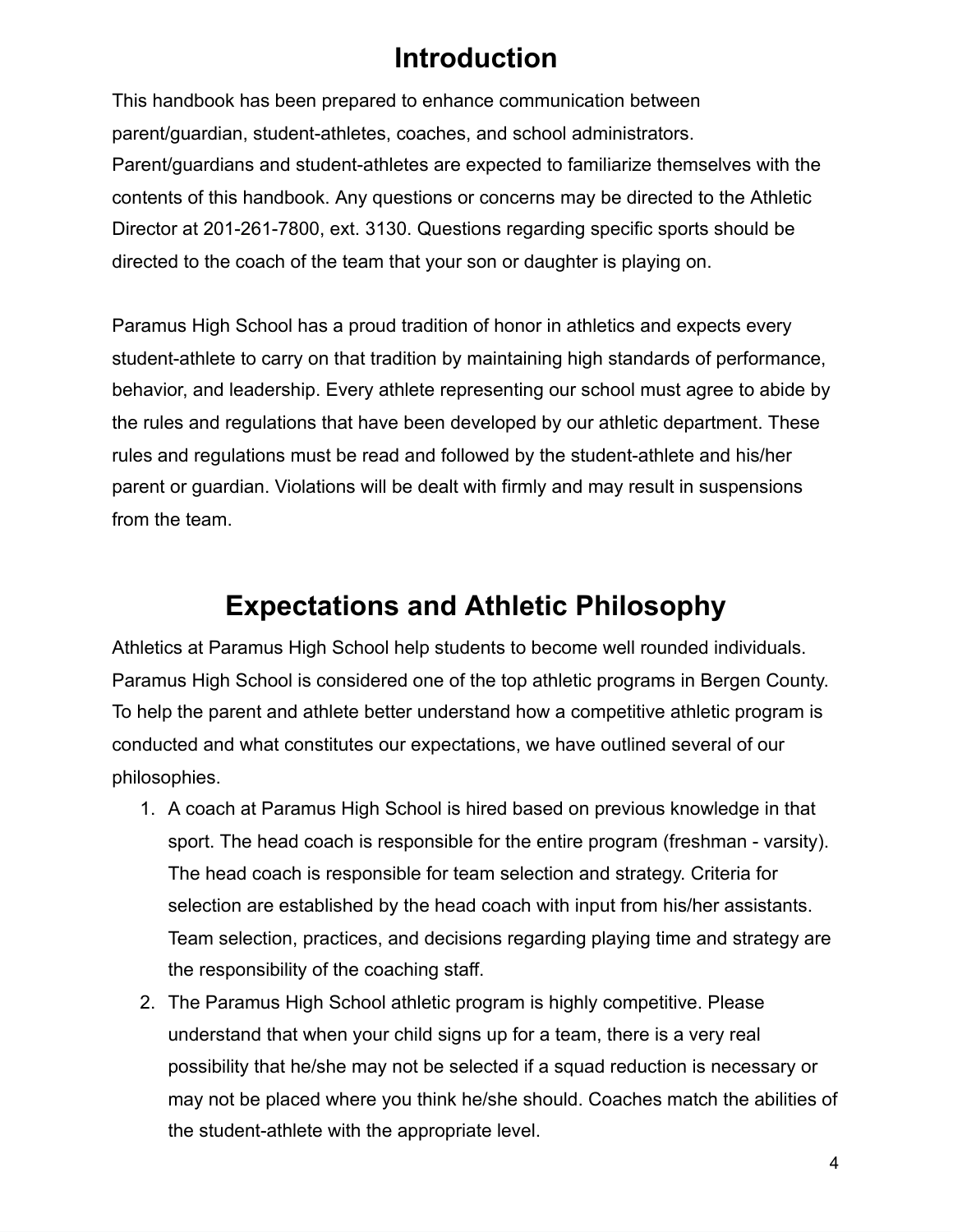# Introduction

This handbook has been prepared to enhance communication between parent/guardian, student-athletes, coaches, and school administrators. Parent/guardians and student-athletes are expected to familiarize themselves with the contents of this handbook. Any questions or concerns may be directed to the Athletic Director at 201-261-7800, ext. 3130. Questions regarding specific sports should be directed to the coach of the team that your son or daughter is playing on.

Paramus High School has a proud tradition of honor in athletics and expects every student-athlete to carry on that tradition by maintaining high standards of performance, behavior, and leadership. Every athlete representing our school must agree to abide by the rules and regulations that have been developed by our athletic department. These rules and regulations must be read and followed by the student-athlete and his/her parent or guardian. Violations will be dealt with firmly and may result in suspensions from the team.

# Expectations and Athletic Philosophy

Athletics at Paramus High School help students to become well rounded individuals. Paramus High School is considered one of the top athletic programs in Bergen County. To help the parent and athlete better understand how a competitive athletic program is conducted and what constitutes our expectations, we have outlined several of our philosophies.

1. A coach at Paramus High School is hired based on previous knowledge in that sport. The head coach is responsible for the entire program (freshman - varsity). The head coach is responsible for team selection and strategy. Criteria for selection are established by the head coach with input from his/her assistants. Team selection, practices, and decisions regarding playing time and strategy are the responsibility of the coaching staff.
2. The Paramus High School athletic program is highly competitive. Please understand that when your child signs up for a team, there is a very real possibility that he/she may not be selected if a squad reduction is necessary or may not be placed where you think he/she should. Coaches match the abilities of the student-athlete with the appropriate level.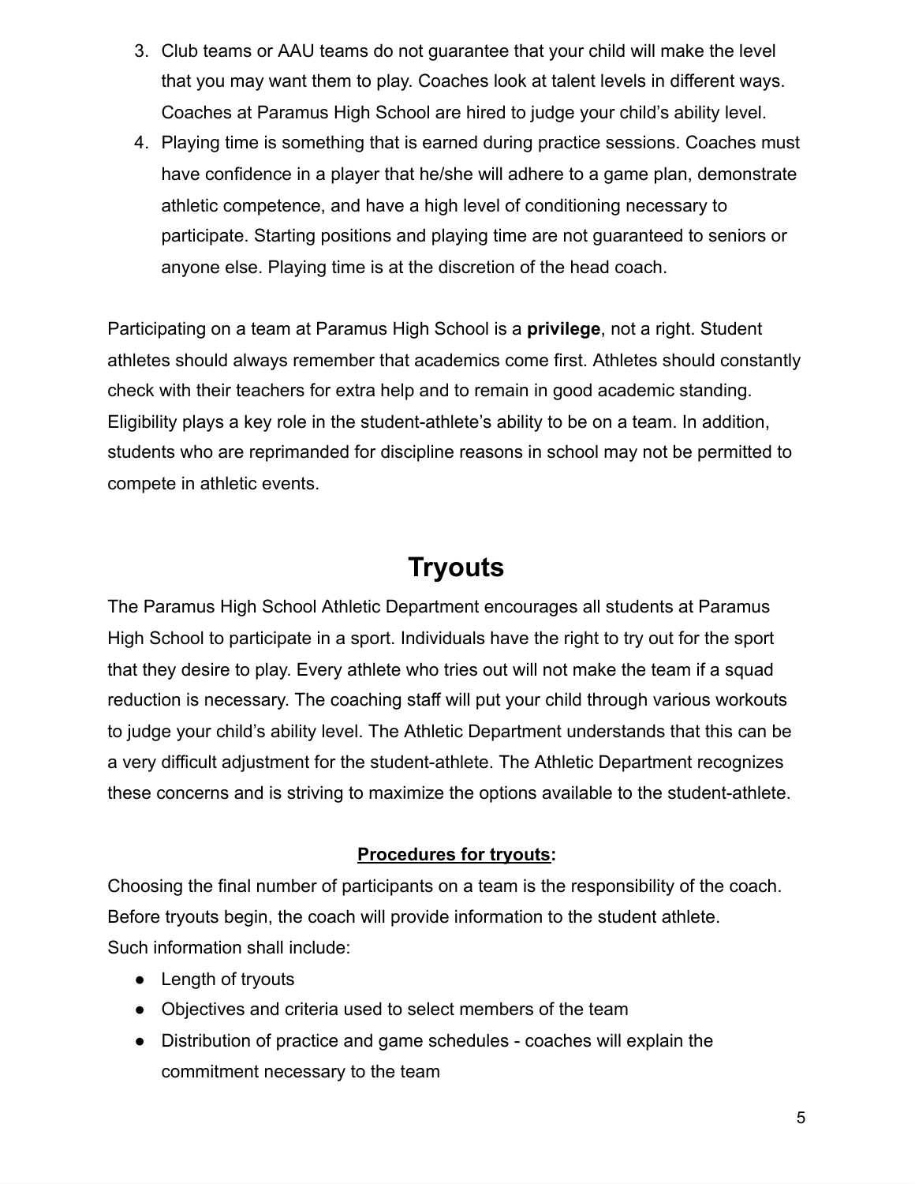3. Club teams or AAU teams do not guarantee that your child will make the level that you may want them to play. Coaches look at talent levels in different ways. Coaches at Paramus High School are hired to judge your child's ability level.
4. Playing time is something that is earned during practice sessions. Coaches must have confidence in a player that he/she will adhere to a game plan, demonstrate athletic competence, and have a high level of conditioning necessary to participate. Starting positions and playing time are not guaranteed to seniors or anyone else. Playing time is at the discretion of the head coach.

Participating on a team at Paramus High School is a **privilege**, not a right. Student athletes should always remember that academics come first. Athletes should constantly check with their teachers for extra help and to remain in good academic standing. Eligibility plays a key role in the student-athlete's ability to be on a team. In addition, students who are reprimanded for discipline reasons in school may not be permitted to compete in athletic events.

# Tryouts

The Paramus High School Athletic Department encourages all students at Paramus High School to participate in a sport. Individuals have the right to try out for the sport that they desire to play. Every athlete who tries out will not make the team if a squad reduction is necessary. The coaching staff will put your child through various workouts to judge your child's ability level. The Athletic Department understands that this can be a very difficult adjustment for the student-athlete. The Athletic Department recognizes these concerns and is striving to maximize the options available to the student-athlete.

**<u>Procedures for tryouts</u>:**

Choosing the final number of participants on a team is the responsibility of the coach. Before tryouts begin, the coach will provide information to the student athlete.
Such information shall include:

- Length of tryouts
- Objectives and criteria used to select members of the team
- Distribution of practice and game schedules - coaches will explain the commitment necessary to the team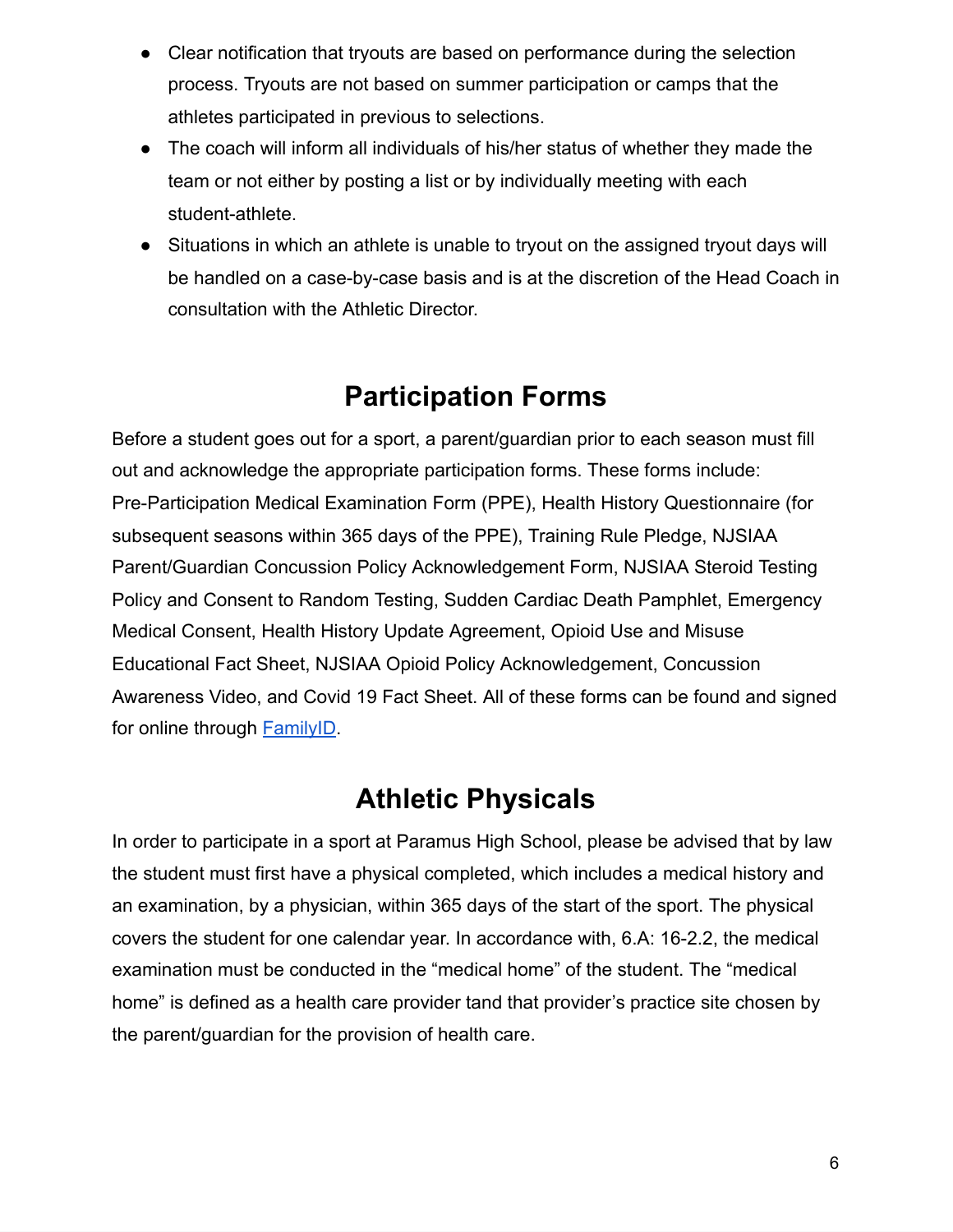- Clear notification that tryouts are based on performance during the selection process. Tryouts are not based on summer participation or camps that the athletes participated in previous to selections.
- The coach will inform all individuals of his/her status of whether they made the team or not either by posting a list or by individually meeting with each student-athlete.
- Situations in which an athlete is unable to tryout on the assigned tryout days will be handled on a case-by-case basis and is at the discretion of the Head Coach in consultation with the Athletic Director.

## Participation Forms

Before a student goes out for a sport, a parent/guardian prior to each season must fill out and acknowledge the appropriate participation forms. These forms include: Pre-Participation Medical Examination Form (PPE), Health History Questionnaire (for subsequent seasons within 365 days of the PPE), Training Rule Pledge, NJSIAA Parent/Guardian Concussion Policy Acknowledgement Form, NJSIAA Steroid Testing Policy and Consent to Random Testing, Sudden Cardiac Death Pamphlet, Emergency Medical Consent, Health History Update Agreement, Opioid Use and Misuse Educational Fact Sheet, NJSIAA Opioid Policy Acknowledgement, Concussion Awareness Video, and Covid 19 Fact Sheet. All of these forms can be found and signed for online through FamilyID.

## Athletic Physicals

In order to participate in a sport at Paramus High School, please be advised that by law the student must first have a physical completed, which includes a medical history and an examination, by a physician, within 365 days of the start of the sport. The physical covers the student for one calendar year. In accordance with, 6.A: 16-2.2, the medical examination must be conducted in the "medical home" of the student. The "medical home" is defined as a health care provider tand that provider's practice site chosen by the parent/guardian for the provision of health care.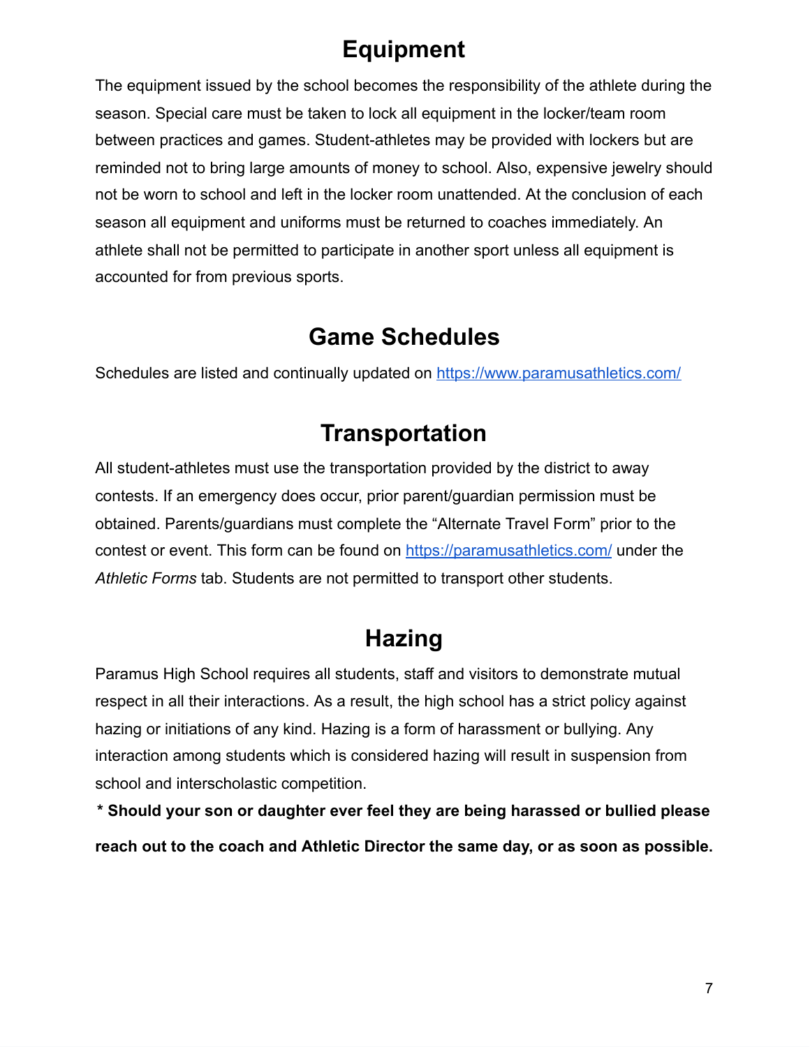# Equipment

The equipment issued by the school becomes the responsibility of the athlete during the season. Special care must be taken to lock all equipment in the locker/team room between practices and games. Student-athletes may be provided with lockers but are reminded not to bring large amounts of money to school. Also, expensive jewelry should not be worn to school and left in the locker room unattended. At the conclusion of each season all equipment and uniforms must be returned to coaches immediately. An athlete shall not be permitted to participate in another sport unless all equipment is accounted for from previous sports.

# Game Schedules

Schedules are listed and continually updated on [https://www.paramusathletics.com/](https://www.paramusathletics.com/)

# Transportation

All student-athletes must use the transportation provided by the district to away contests. If an emergency does occur, prior parent/guardian permission must be obtained. Parents/guardians must complete the "Alternate Travel Form" prior to the contest or event. This form can be found on [https://paramusathletics.com/](https://paramusathletics.com/) under the *Athletic Forms* tab. Students are not permitted to transport other students.

# Hazing

Paramus High School requires all students, staff and visitors to demonstrate mutual respect in all their interactions. As a result, the high school has a strict policy against hazing or initiations of any kind. Hazing is a form of harassment or bullying. Any interaction among students which is considered hazing will result in suspension from school and interscholastic competition.

**\* Should your son or daughter ever feel they are being harassed or bullied please reach out to the coach and Athletic Director the same day, or as soon as possible.**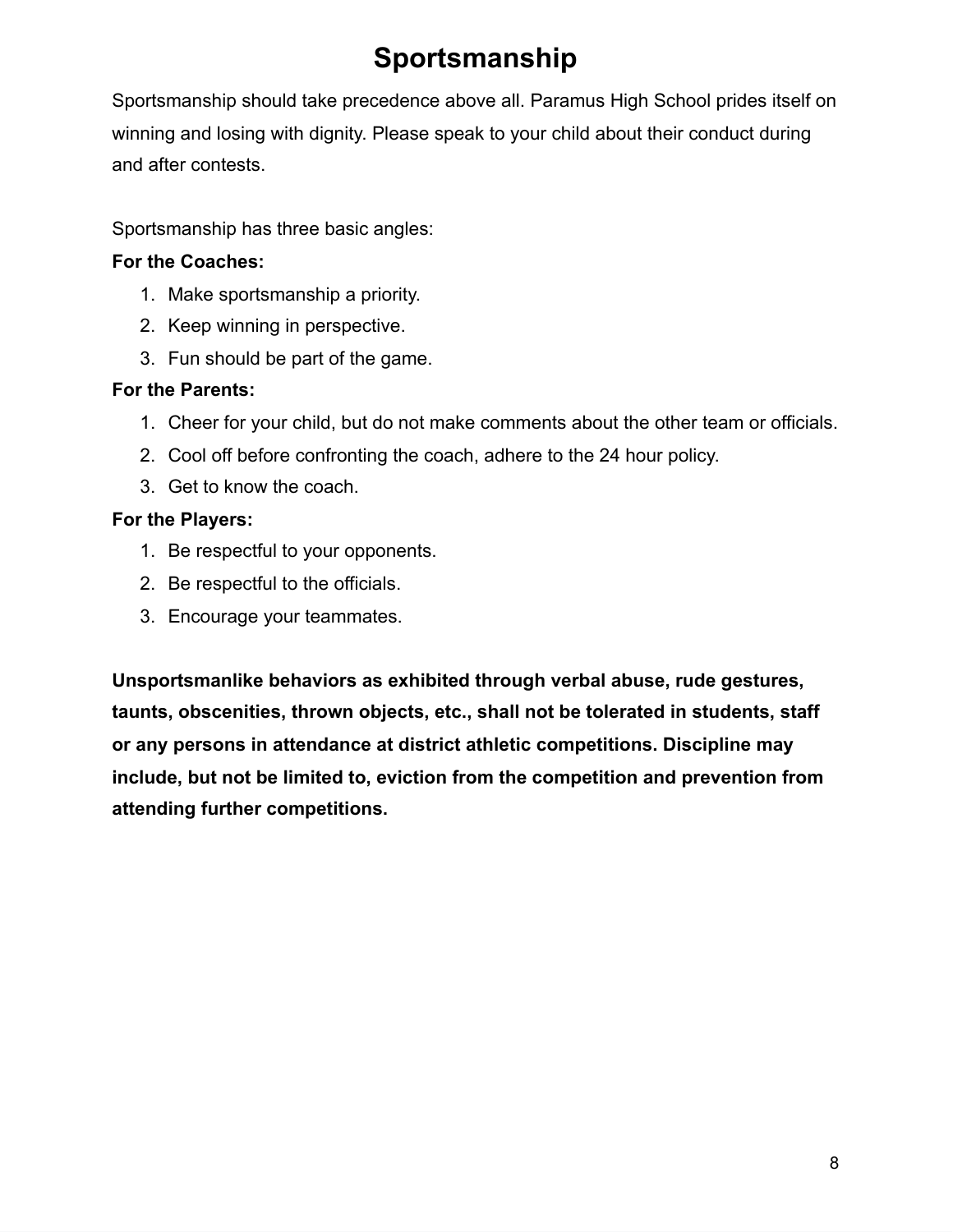# Sportsmanship

Sportsmanship should take precedence above all. Paramus High School prides itself on winning and losing with dignity. Please speak to your child about their conduct during and after contests.

Sportsmanship has three basic angles:

**For the Coaches:**

1. Make sportsmanship a priority.
2. Keep winning in perspective.
3. Fun should be part of the game.

**For the Parents:**

1. Cheer for your child, but do not make comments about the other team or officials.
2. Cool off before confronting the coach, adhere to the 24 hour policy.
3. Get to know the coach.

**For the Players:**

1. Be respectful to your opponents.
2. Be respectful to the officials.
3. Encourage your teammates.

**Unsportsmanlike behaviors as exhibited through verbal abuse, rude gestures, taunts, obscenities, thrown objects, etc., shall not be tolerated in students, staff or any persons in attendance at district athletic competitions. Discipline may include, but not be limited to, eviction from the competition and prevention from attending further competitions.**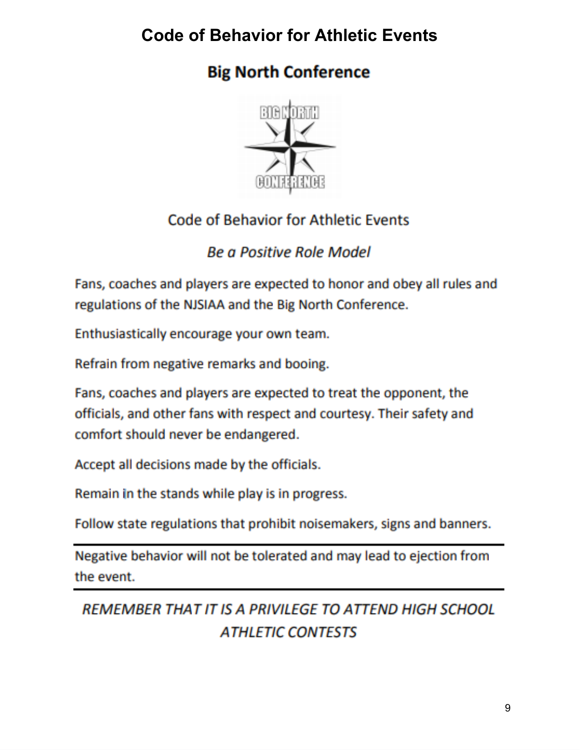# Code of Behavior for Athletic Events

## Big North Conference

Code of Behavior for Athletic Events

*Be a Positive Role Model*

Fans, coaches and players are expected to honor and obey all rules and regulations of the NJSIAA and the Big North Conference.

Enthusiastically encourage your own team.

Refrain from negative remarks and booing.

Fans, coaches and players are expected to treat the opponent, the officials, and other fans with respect and courtesy. Their safety and comfort should never be endangered.

Accept all decisions made by the officials.

Remain in the stands while play is in progress.

Follow state regulations that prohibit noisemakers, signs and banners.

---

Negative behavior will not be tolerated and may lead to ejection from the event.

---

*REMEMBER THAT IT IS A PRIVILEGE TO ATTEND HIGH SCHOOL ATHLETIC CONTESTS*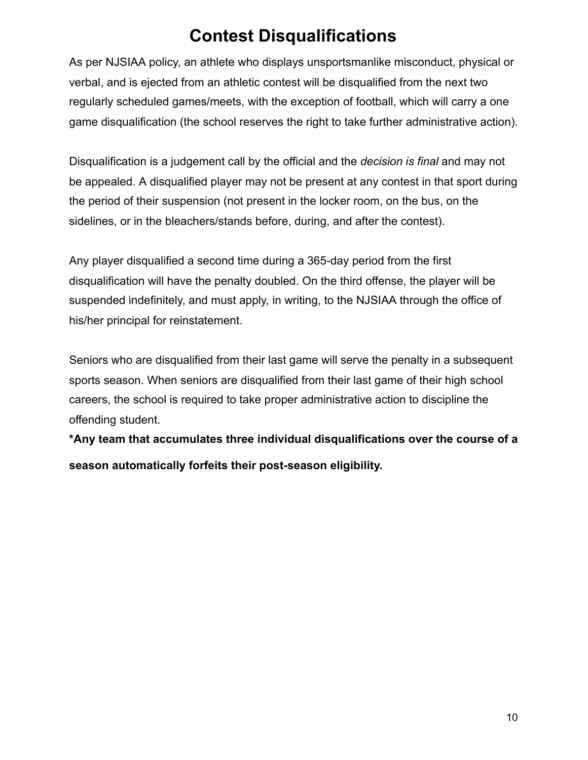# Contest Disqualifications

As per NJSIAA policy, an athlete who displays unsportsmanlike misconduct, physical or verbal, and is ejected from an athletic contest will be disqualified from the next two regularly scheduled games/meets, with the exception of football, which will carry a one game disqualification (the school reserves the right to take further administrative action).

Disqualification is a judgement call by the official and the *decision is final* and may not be appealed. A disqualified player may not be present at any contest in that sport during the period of their suspension (not present in the locker room, on the bus, on the sidelines, or in the bleachers/stands before, during, and after the contest).

Any player disqualified a second time during a 365-day period from the first disqualification will have the penalty doubled. On the third offense, the player will be suspended indefinitely, and must apply, in writing, to the NJSIAA through the office of his/her principal for reinstatement.

Seniors who are disqualified from their last game will serve the penalty in a subsequent sports season. When seniors are disqualified from their last game of their high school careers, the school is required to take proper administrative action to discipline the offending student.

**\*Any team that accumulates three individual disqualifications over the course of a season automatically forfeits their post-season eligibility.**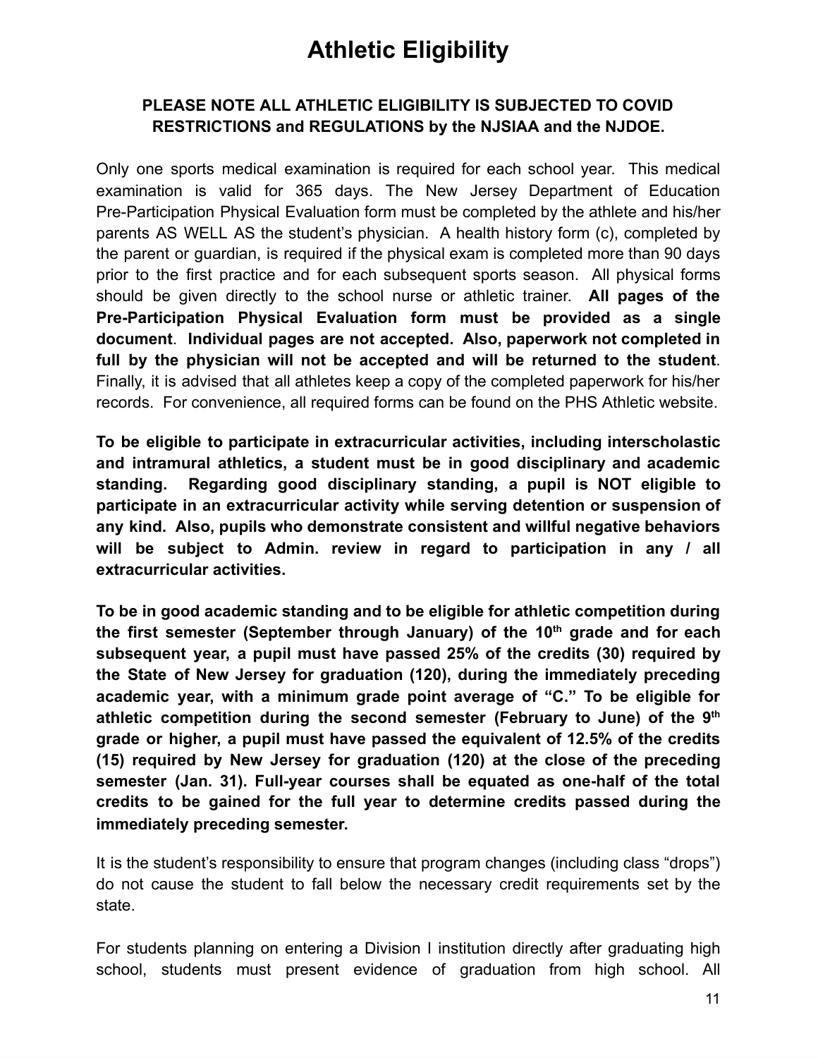# Athletic Eligibility

**PLEASE NOTE ALL ATHLETIC ELIGIBILITY IS SUBJECTED TO COVID RESTRICTIONS and REGULATIONS by the NJSIAA and the NJDOE.**

Only one sports medical examination is required for each school year. This medical examination is valid for 365 days. The New Jersey Department of Education Pre-Participation Physical Evaluation form must be completed by the athlete and his/her parents AS WELL AS the student's physician. A health history form (c), completed by the parent or guardian, is required if the physical exam is completed more than 90 days prior to the first practice and for each subsequent sports season. All physical forms should be given directly to the school nurse or athletic trainer. **All pages of the Pre-Participation Physical Evaluation form must be provided as a single document**. **Individual pages are not accepted. Also, paperwork not completed in full by the physician will not be accepted and will be returned to the student**. Finally, it is advised that all athletes keep a copy of the completed paperwork for his/her records. For convenience, all required forms can be found on the PHS Athletic website.

**To be eligible to participate in extracurricular activities, including interscholastic and intramural athletics, a student must be in good disciplinary and academic standing. Regarding good disciplinary standing, a pupil is NOT eligible to participate in an extracurricular activity while serving detention or suspension of any kind. Also, pupils who demonstrate consistent and willful negative behaviors will be subject to Admin. review in regard to participation in any / all extracurricular activities.**

**To be in good academic standing and to be eligible for athletic competition during the first semester (September through January) of the 10th grade and for each subsequent year, a pupil must have passed 25% of the credits (30) required by the State of New Jersey for graduation (120), during the immediately preceding academic year, with a minimum grade point average of "C." To be eligible for athletic competition during the second semester (February to June) of the 9th grade or higher, a pupil must have passed the equivalent of 12.5% of the credits (15) required by New Jersey for graduation (120) at the close of the preceding semester (Jan. 31). Full-year courses shall be equated as one-half of the total credits to be gained for the full year to determine credits passed during the immediately preceding semester.**

It is the student's responsibility to ensure that program changes (including class "drops") do not cause the student to fall below the necessary credit requirements set by the state.

For students planning on entering a Division I institution directly after graduating high school, students must present evidence of graduation from high school. All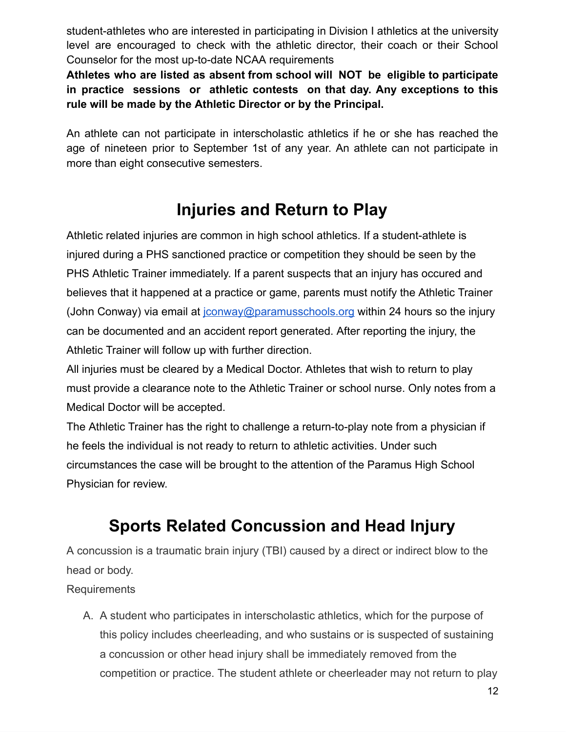student-athletes who are interested in participating in Division I athletics at the university level are encouraged to check with the athletic director, their coach or their School Counselor for the most up-to-date NCAA requirements

**Athletes who are listed as absent from school will NOT be eligible to participate in practice sessions or athletic contests on that day. Any exceptions to this rule will be made by the Athletic Director or by the Principal.**

An athlete can not participate in interscholastic athletics if he or she has reached the age of nineteen prior to September 1st of any year. An athlete can not participate in more than eight consecutive semesters.

## Injuries and Return to Play

Athletic related injuries are common in high school athletics. If a student-athlete is injured during a PHS sanctioned practice or competition they should be seen by the PHS Athletic Trainer immediately. If a parent suspects that an injury has occured and believes that it happened at a practice or game, parents must notify the Athletic Trainer (John Conway) via email at [jconway@paramusschools.org](mailto:jconway@paramusschools.org) within 24 hours so the injury can be documented and an accident report generated. After reporting the injury, the Athletic Trainer will follow up with further direction.

All injuries must be cleared by a Medical Doctor. Athletes that wish to return to play must provide a clearance note to the Athletic Trainer or school nurse. Only notes from a Medical Doctor will be accepted.

The Athletic Trainer has the right to challenge a return-to-play note from a physician if he feels the individual is not ready to return to athletic activities. Under such circumstances the case will be brought to the attention of the Paramus High School Physician for review.

## Sports Related Concussion and Head Injury

A concussion is a traumatic brain injury (TBI) caused by a direct or indirect blow to the head or body.

Requirements

A. A student who participates in interscholastic athletics, which for the purpose of this policy includes cheerleading, and who sustains or is suspected of sustaining a concussion or other head injury shall be immediately removed from the competition or practice. The student athlete or cheerleader may not return to play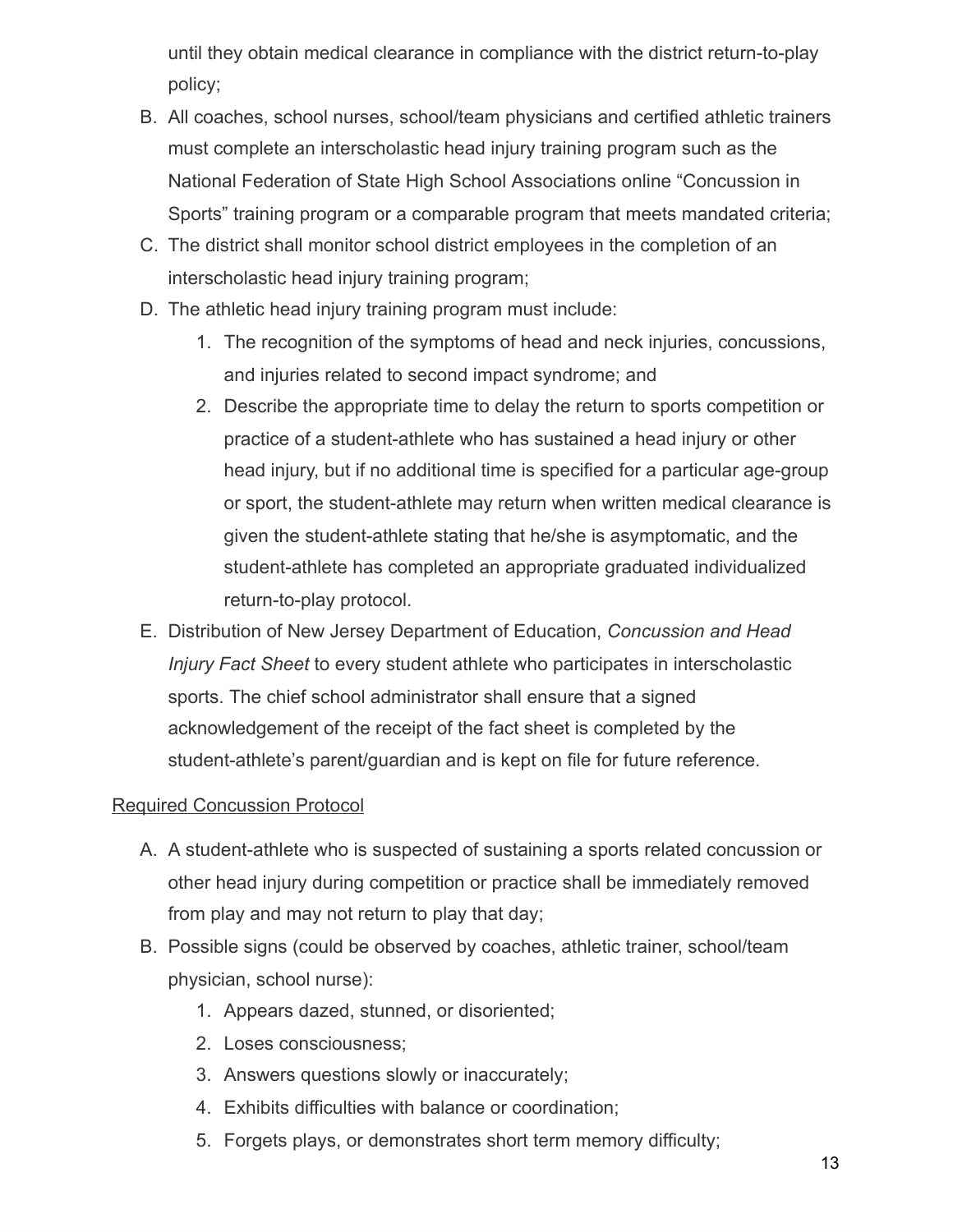until they obtain medical clearance in compliance with the district return-to-play policy;

B. All coaches, school nurses, school/team physicians and certified athletic trainers must complete an interscholastic head injury training program such as the National Federation of State High School Associations online "Concussion in Sports" training program or a comparable program that meets mandated criteria;
C. The district shall monitor school district employees in the completion of an interscholastic head injury training program;
D. The athletic head injury training program must include:
    1. The recognition of the symptoms of head and neck injuries, concussions, and injuries related to second impact syndrome; and
    2. Describe the appropriate time to delay the return to sports competition or practice of a student-athlete who has sustained a head injury or other head injury, but if no additional time is specified for a particular age-group or sport, the student-athlete may return when written medical clearance is given the student-athlete stating that he/she is asymptomatic, and the student-athlete has completed an appropriate graduated individualized return-to-play protocol.
E. Distribution of New Jersey Department of Education, *Concussion and Head Injury Fact Sheet* to every student athlete who participates in interscholastic sports. The chief school administrator shall ensure that a signed acknowledgement of the receipt of the fact sheet is completed by the student-athlete's parent/guardian and is kept on file for future reference.

<u>Required Concussion Protocol</u>

A. A student-athlete who is suspected of sustaining a sports related concussion or other head injury during competition or practice shall be immediately removed from play and may not return to play that day;
B. Possible signs (could be observed by coaches, athletic trainer, school/team physician, school nurse):
    1. Appears dazed, stunned, or disoriented;
    2. Loses consciousness;
    3. Answers questions slowly or inaccurately;
    4. Exhibits difficulties with balance or coordination;
    5. Forgets plays, or demonstrates short term memory difficulty;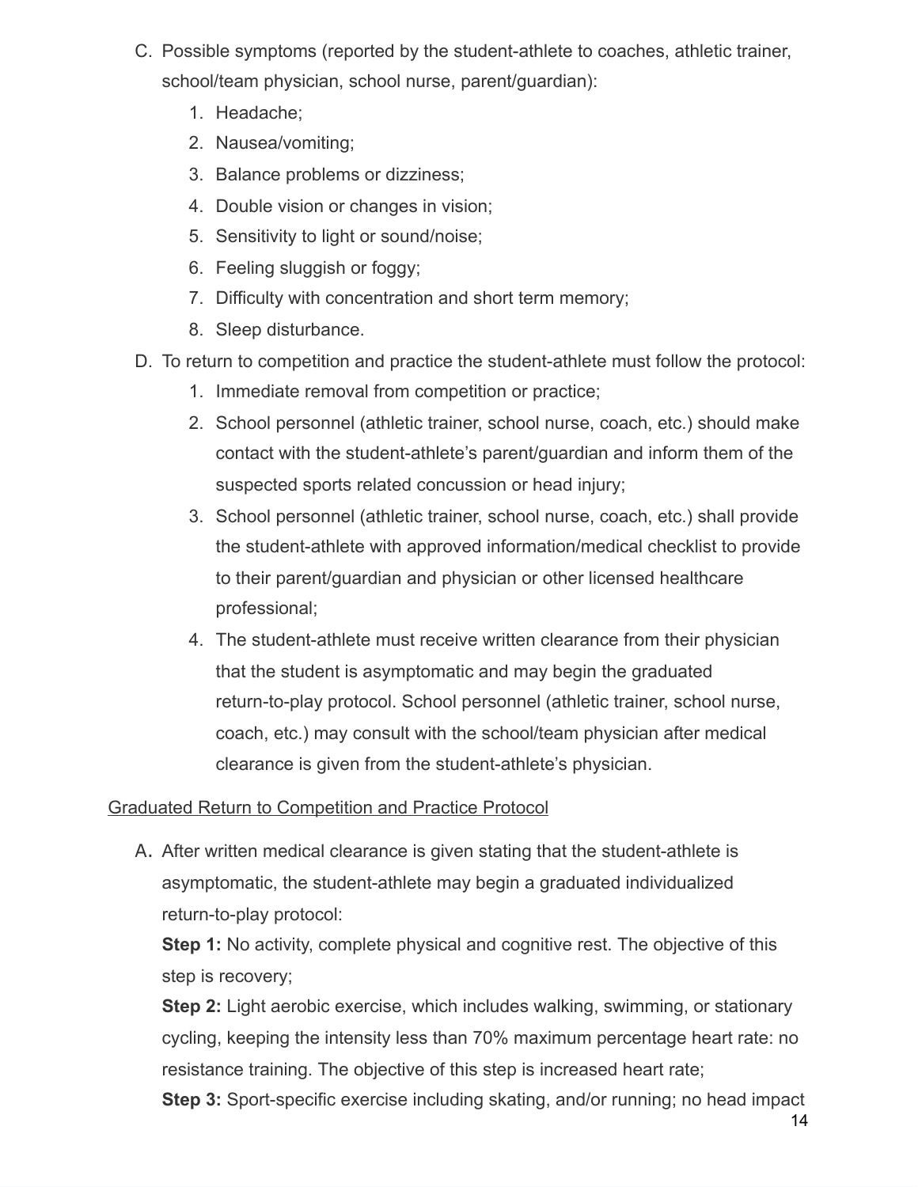C. Possible symptoms (reported by the student-athlete to coaches, athletic trainer, school/team physician, school nurse, parent/guardian):

1. Headache;
2. Nausea/vomiting;
3. Balance problems or dizziness;
4. Double vision or changes in vision;
5. Sensitivity to light or sound/noise;
6. Feeling sluggish or foggy;
7. Difficulty with concentration and short term memory;
8. Sleep disturbance.

D. To return to competition and practice the student-athlete must follow the protocol:

1. Immediate removal from competition or practice;
2. School personnel (athletic trainer, school nurse, coach, etc.) should make contact with the student-athlete's parent/guardian and inform them of the suspected sports related concussion or head injury;
3. School personnel (athletic trainer, school nurse, coach, etc.) shall provide the student-athlete with approved information/medical checklist to provide to their parent/guardian and physician or other licensed healthcare professional;
4. The student-athlete must receive written clearance from their physician that the student is asymptomatic and may begin the graduated return-to-play protocol. School personnel (athletic trainer, school nurse, coach, etc.) may consult with the school/team physician after medical clearance is given from the student-athlete's physician.

<u>Graduated Return to Competition and Practice Protocol</u>

A. After written medical clearance is given stating that the student-athlete is asymptomatic, the student-athlete may begin a graduated individualized return-to-play protocol:

**Step 1:** No activity, complete physical and cognitive rest. The objective of this step is recovery;

**Step 2:** Light aerobic exercise, which includes walking, swimming, or stationary cycling, keeping the intensity less than 70% maximum percentage heart rate: no resistance training. The objective of this step is increased heart rate;

**Step 3:** Sport-specific exercise including skating, and/or running; no head impact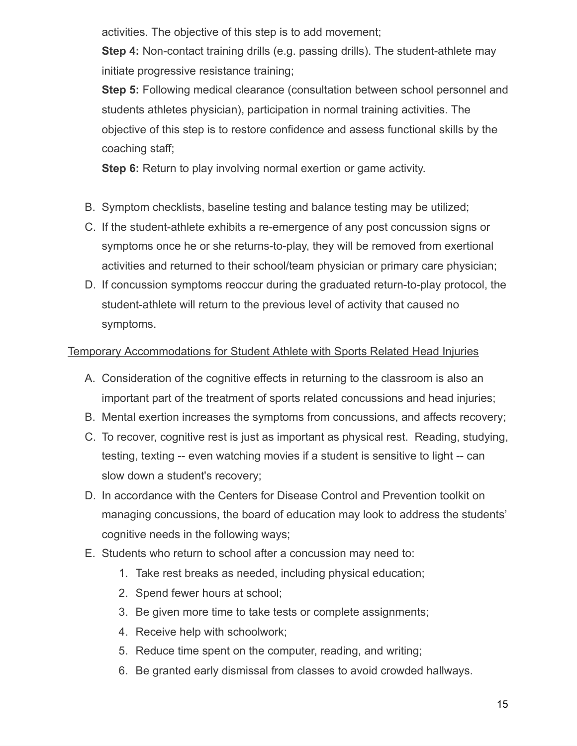activities. The objective of this step is to add movement;

**Step 4:** Non-contact training drills (e.g. passing drills). The student-athlete may initiate progressive resistance training;

**Step 5:** Following medical clearance (consultation between school personnel and students athletes physician), participation in normal training activities. The objective of this step is to restore confidence and assess functional skills by the coaching staff;

**Step 6:** Return to play involving normal exertion or game activity.

B. Symptom checklists, baseline testing and balance testing may be utilized;
C. If the student-athlete exhibits a re-emergence of any post concussion signs or symptoms once he or she returns-to-play, they will be removed from exertional activities and returned to their school/team physician or primary care physician;
D. If concussion symptoms reoccur during the graduated return-to-play protocol, the student-athlete will return to the previous level of activity that caused no symptoms.

<u>Temporary Accommodations for Student Athlete with Sports Related Head Injuries</u>

A. Consideration of the cognitive effects in returning to the classroom is also an important part of the treatment of sports related concussions and head injuries;
B. Mental exertion increases the symptoms from concussions, and affects recovery;
C. To recover, cognitive rest is just as important as physical rest. Reading, studying, testing, texting -- even watching movies if a student is sensitive to light -- can slow down a student's recovery;
D. In accordance with the Centers for Disease Control and Prevention toolkit on managing concussions, the board of education may look to address the students' cognitive needs in the following ways;
E. Students who return to school after a concussion may need to:
    1. Take rest breaks as needed, including physical education;
    2. Spend fewer hours at school;
    3. Be given more time to take tests or complete assignments;
    4. Receive help with schoolwork;
    5. Reduce time spent on the computer, reading, and writing;
    6. Be granted early dismissal from classes to avoid crowded hallways.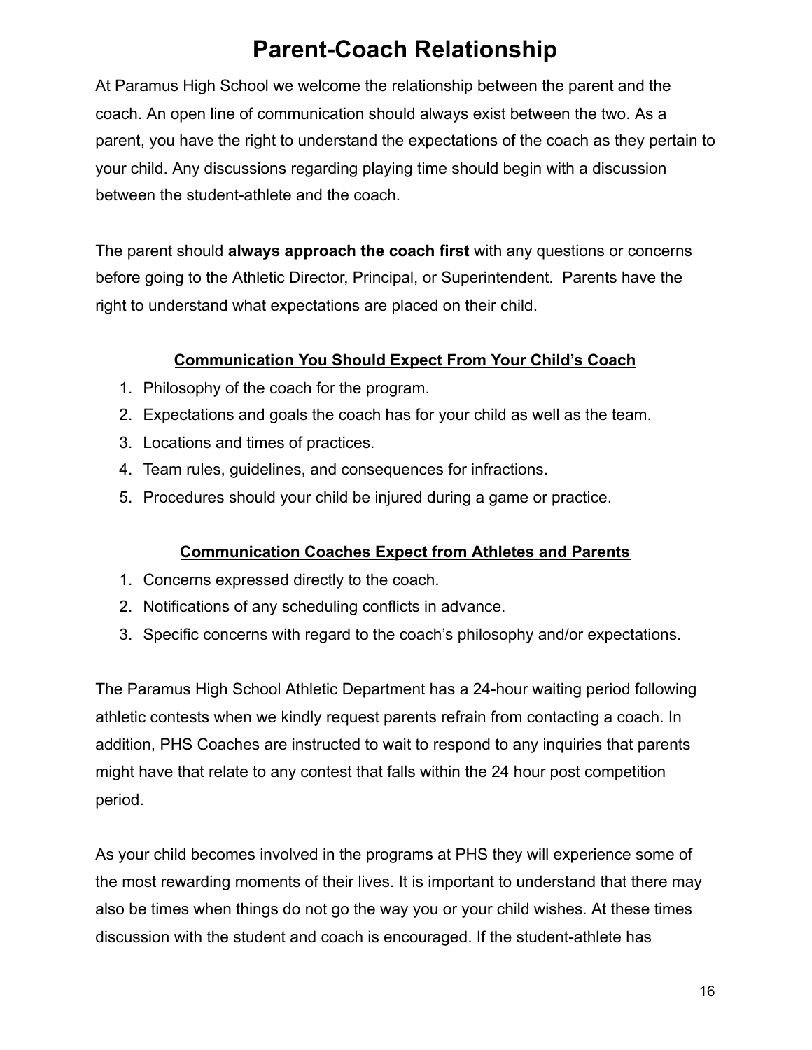# Parent-Coach Relationship

At Paramus High School we welcome the relationship between the parent and the coach. An open line of communication should always exist between the two. As a parent, you have the right to understand the expectations of the coach as they pertain to your child. Any discussions regarding playing time should begin with a discussion between the student-athlete and the coach.

The parent should **always approach the coach first** with any questions or concerns before going to the Athletic Director, Principal, or Superintendent.  Parents have the right to understand what expectations are placed on their child.

**Communication You Should Expect From Your Child's Coach**

1. Philosophy of the coach for the program.
2. Expectations and goals the coach has for your child as well as the team.
3. Locations and times of practices.
4. Team rules, guidelines, and consequences for infractions.
5. Procedures should your child be injured during a game or practice.

**Communication Coaches Expect from Athletes and Parents**

1. Concerns expressed directly to the coach.
2. Notifications of any scheduling conflicts in advance.
3. Specific concerns with regard to the coach's philosophy and/or expectations.

The Paramus High School Athletic Department has a 24-hour waiting period following athletic contests when we kindly request parents refrain from contacting a coach. In addition, PHS Coaches are instructed to wait to respond to any inquiries that parents might have that relate to any contest that falls within the 24 hour post competition period.

As your child becomes involved in the programs at PHS they will experience some of the most rewarding moments of their lives. It is important to understand that there may also be times when things do not go the way you or your child wishes. At these times discussion with the student and coach is encouraged. If the student-athlete has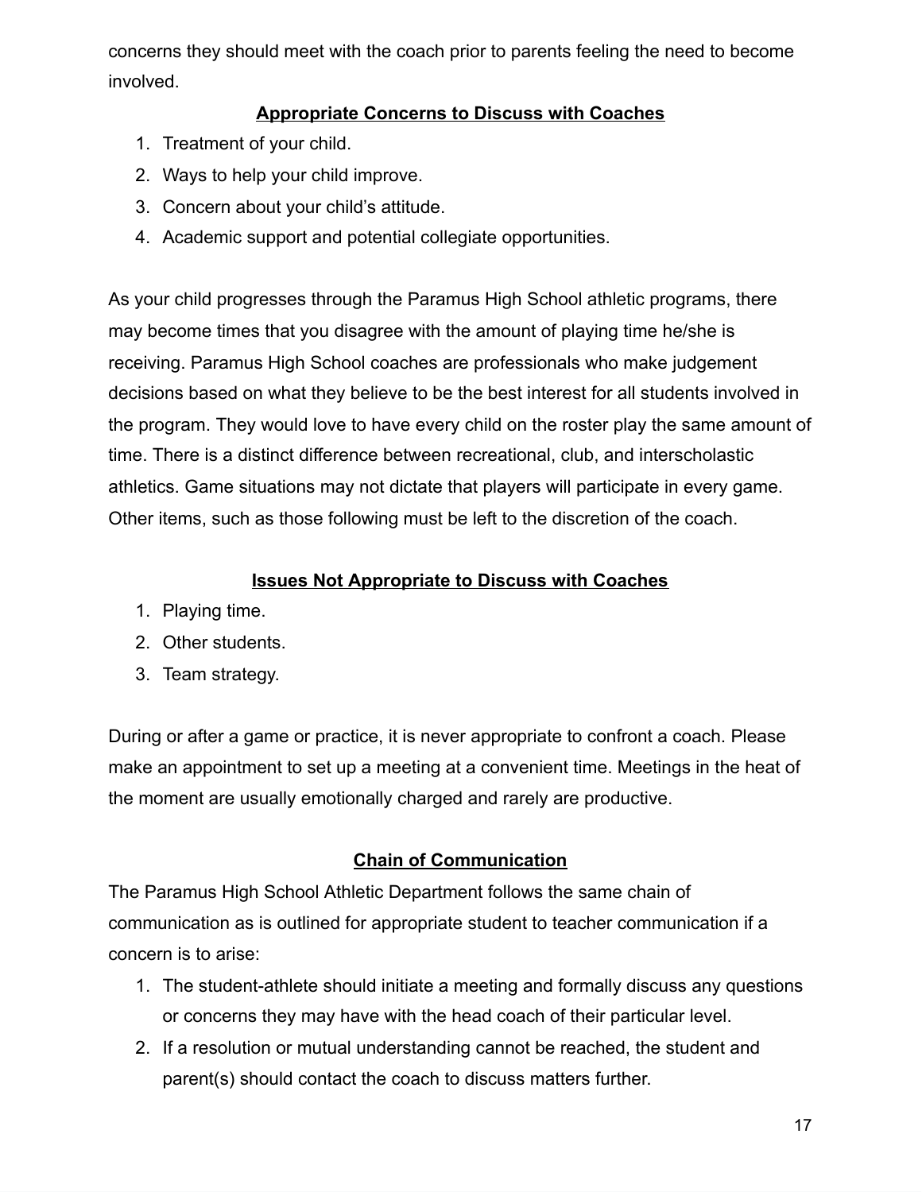concerns they should meet with the coach prior to parents feeling the need to become involved.

## Appropriate Concerns to Discuss with Coaches

1. Treatment of your child.
2. Ways to help your child improve.
3. Concern about your child's attitude.
4. Academic support and potential collegiate opportunities.

As your child progresses through the Paramus High School athletic programs, there may become times that you disagree with the amount of playing time he/she is receiving. Paramus High School coaches are professionals who make judgement decisions based on what they believe to be the best interest for all students involved in the program. They would love to have every child on the roster play the same amount of time. There is a distinct difference between recreational, club, and interscholastic athletics. Game situations may not dictate that players will participate in every game. Other items, such as those following must be left to the discretion of the coach.

## Issues Not Appropriate to Discuss with Coaches

1. Playing time.
2. Other students.
3. Team strategy.

During or after a game or practice, it is never appropriate to confront a coach. Please make an appointment to set up a meeting at a convenient time. Meetings in the heat of the moment are usually emotionally charged and rarely are productive.

## Chain of Communication

The Paramus High School Athletic Department follows the same chain of communication as is outlined for appropriate student to teacher communication if a concern is to arise:

1. The student-athlete should initiate a meeting and formally discuss any questions or concerns they may have with the head coach of their particular level.
2. If a resolution or mutual understanding cannot be reached, the student and parent(s) should contact the coach to discuss matters further.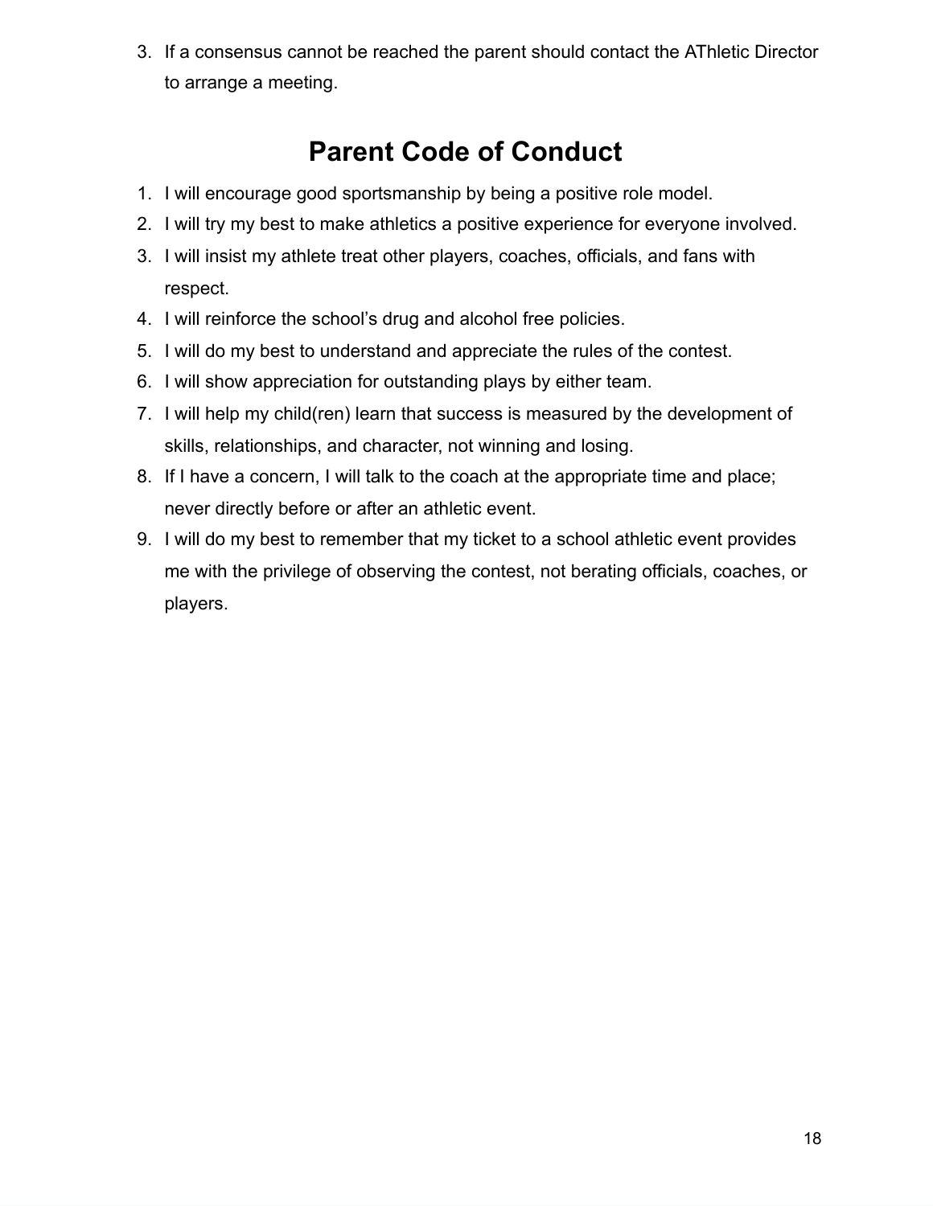3. If a consensus cannot be reached the parent should contact the AThletic Director to arrange a meeting.

## Parent Code of Conduct

1. I will encourage good sportsmanship by being a positive role model.
2. I will try my best to make athletics a positive experience for everyone involved.
3. I will insist my athlete treat other players, coaches, officials, and fans with respect.
4. I will reinforce the school's drug and alcohol free policies.
5. I will do my best to understand and appreciate the rules of the contest.
6. I will show appreciation for outstanding plays by either team.
7. I will help my child(ren) learn that success is measured by the development of skills, relationships, and character, not winning and losing.
8. If I have a concern, I will talk to the coach at the appropriate time and place; never directly before or after an athletic event.
9. I will do my best to remember that my ticket to a school athletic event provides me with the privilege of observing the contest, not berating officials, coaches, or players.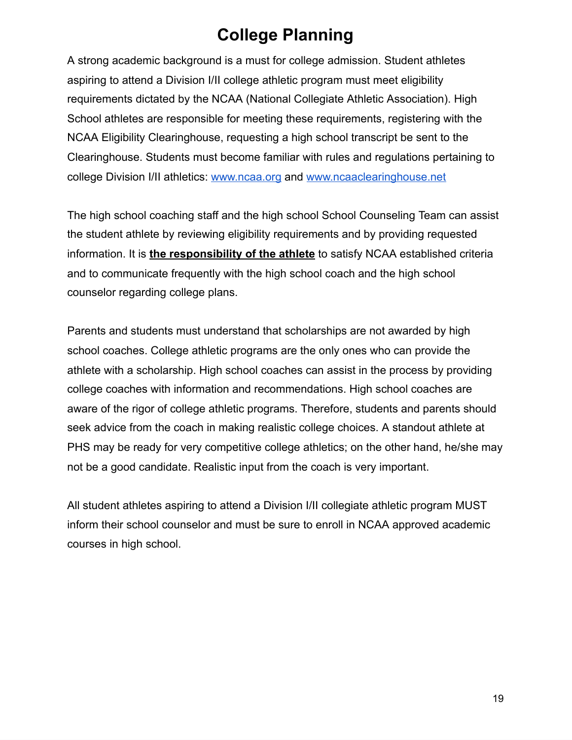# College Planning

A strong academic background is a must for college admission. Student athletes aspiring to attend a Division I/II college athletic program must meet eligibility requirements dictated by the NCAA (National Collegiate Athletic Association). High School athletes are responsible for meeting these requirements, registering with the NCAA Eligibility Clearinghouse, requesting a high school transcript be sent to the Clearinghouse. Students must become familiar with rules and regulations pertaining to college Division I/II athletics: [www.ncaa.org](http://www.ncaa.org) and [www.ncaaclearinghouse.net](http://www.ncaaclearinghouse.net)

The high school coaching staff and the high school School Counseling Team can assist the student athlete by reviewing eligibility requirements and by providing requested information. It is **the responsibility of the athlete** to satisfy NCAA established criteria and to communicate frequently with the high school coach and the high school counselor regarding college plans.

Parents and students must understand that scholarships are not awarded by high school coaches. College athletic programs are the only ones who can provide the athlete with a scholarship. High school coaches can assist in the process by providing college coaches with information and recommendations. High school coaches are aware of the rigor of college athletic programs. Therefore, students and parents should seek advice from the coach in making realistic college choices. A standout athlete at PHS may be ready for very competitive college athletics; on the other hand, he/she may not be a good candidate. Realistic input from the coach is very important.

All student athletes aspiring to attend a Division I/II collegiate athletic program MUST inform their school counselor and must be sure to enroll in NCAA approved academic courses in high school.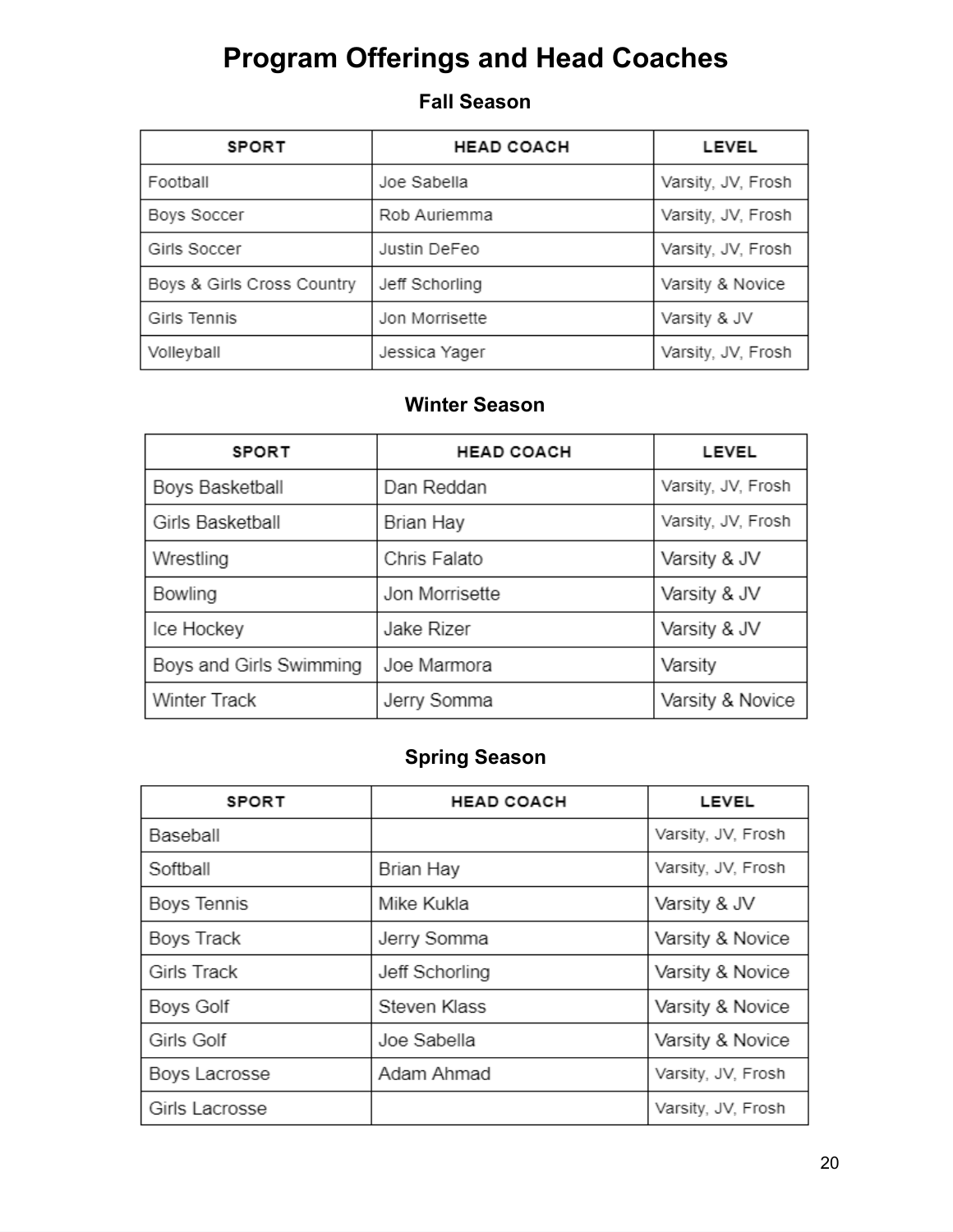# Program Offerings and Head Coaches

### Fall Season

| SPORT | HEAD COACH | LEVEL |
| --- | --- | --- |
| Football | Joe Sabella | Varsity, JV, Frosh |
| Boys Soccer | Rob Auriemma | Varsity, JV, Frosh |
| Girls Soccer | Justin DeFeo | Varsity, JV, Frosh |
| Boys & Girls Cross Country | Jeff Schorling | Varsity & Novice |
| Girls Tennis | Jon Morrisette | Varsity & JV |
| Volleyball | Jessica Yager | Varsity, JV, Frosh |

### Winter Season

| SPORT | HEAD COACH | LEVEL |
| --- | --- | --- |
| Boys Basketball | Dan Reddan | Varsity, JV, Frosh |
| Girls Basketball | Brian Hay | Varsity, JV, Frosh |
| Wrestling | Chris Falato | Varsity & JV |
| Bowling | Jon Morrisette | Varsity & JV |
| Ice Hockey | Jake Rizer | Varsity & JV |
| Boys and Girls Swimming | Joe Marmora | Varsity |
| Winter Track | Jerry Somma | Varsity & Novice |

### Spring Season

| SPORT | HEAD COACH | LEVEL |
| --- | --- | --- |
| Baseball | | Varsity, JV, Frosh |
| Softball | Brian Hay | Varsity, JV, Frosh |
| Boys Tennis | Mike Kukla | Varsity & JV |
| Boys Track | Jerry Somma | Varsity & Novice |
| Girls Track | Jeff Schorling | Varsity & Novice |
| Boys Golf | Steven Klass | Varsity & Novice |
| Girls Golf | Joe Sabella | Varsity & Novice |
| Boys Lacrosse | Adam Ahmad | Varsity, JV, Frosh |
| Girls Lacrosse | | Varsity, JV, Frosh |